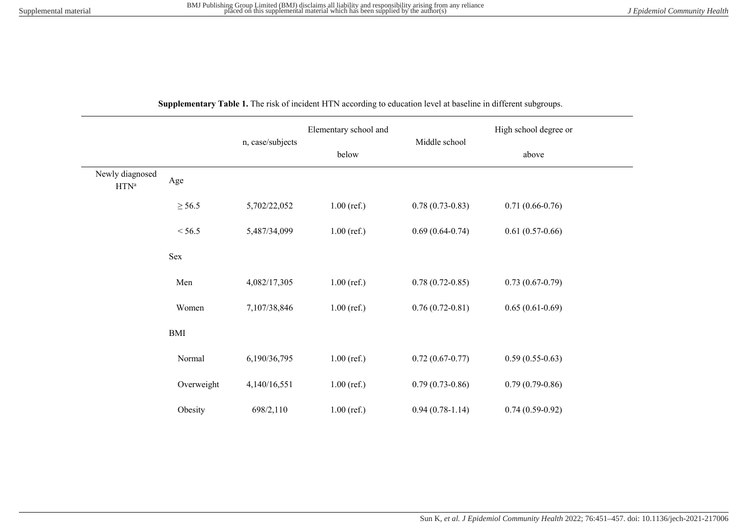**Supplementary Table 1.** The risk of incident HTN according to education level at baseline in different subgroups.

| | | n, case/subjects | Elementary school and below | Middle school | High school degree or above |
|---|---|---|---|---|---|
| Newly diagnosed HTN[a] | Age | | | | |
| | ≥ 56.5 | 5,702/22,052 | 1.00 (ref.) | 0.78 (0.73-0.83) | 0.71 (0.66-0.76) |
| | < 56.5 | 5,487/34,099 | 1.00 (ref.) | 0.69 (0.64-0.74) | 0.61 (0.57-0.66) |
| | Sex | | | | |
| | Men | 4,082/17,305 | 1.00 (ref.) | 0.78 (0.72-0.85) | 0.73 (0.67-0.79) |
| | Women | 7,107/38,846 | 1.00 (ref.) | 0.76 (0.72-0.81) | 0.65 (0.61-0.69) |
| | BMI | | | | |
| | Normal | 6,190/36,795 | 1.00 (ref.) | 0.72 (0.67-0.77) | 0.59 (0.55-0.63) |
| | Overweight | 4,140/16,551 | 1.00 (ref.) | 0.79 (0.73-0.86) | 0.79 (0.79-0.86) |
| | Obesity | 698/2,110 | 1.00 (ref.) | 0.94 (0.78-1.14) | 0.74 (0.59-0.92) |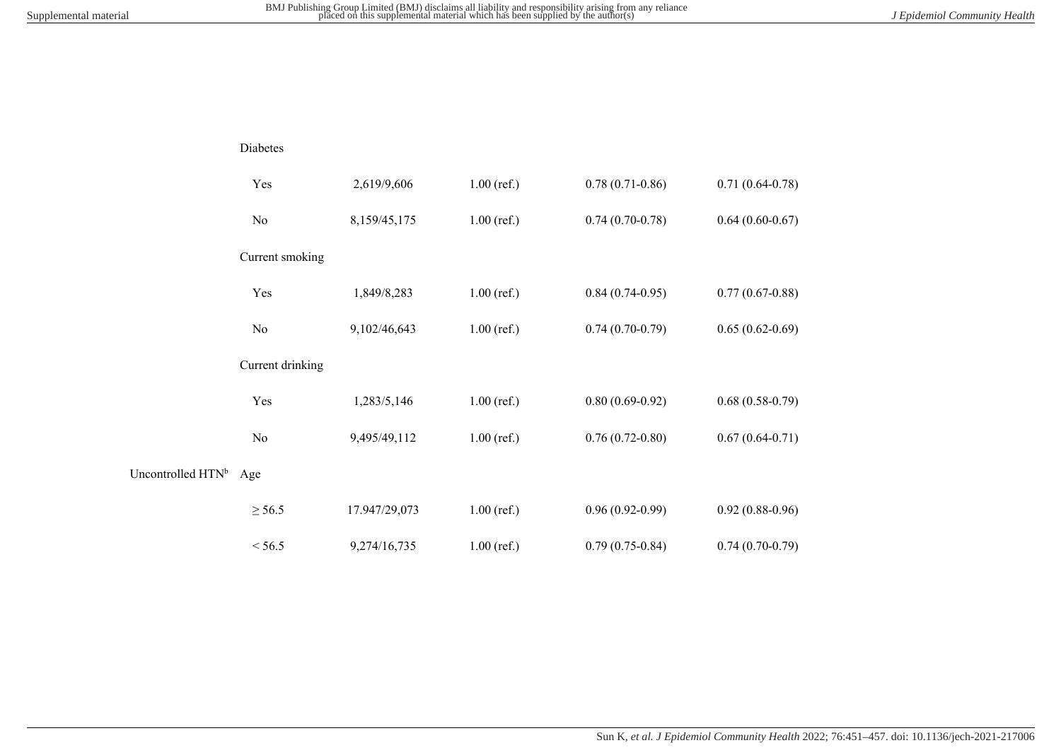| | | | | | |
|---|---|---|---|---|---|
| | Diabetes | | | | |
| | Yes | 2,619/9,606 | 1.00 (ref.) | 0.78 (0.71-0.86) | 0.71 (0.64-0.78) |
| | No | 8,159/45,175 | 1.00 (ref.) | 0.74 (0.70-0.78) | 0.64 (0.60-0.67) |
| | Current smoking | | | | |
| | Yes | 1,849/8,283 | 1.00 (ref.) | 0.84 (0.74-0.95) | 0.77 (0.67-0.88) |
| | No | 9,102/46,643 | 1.00 (ref.) | 0.74 (0.70-0.79) | 0.65 (0.62-0.69) |
| | Current drinking | | | | |
| | Yes | 1,283/5,146 | 1.00 (ref.) | 0.80 (0.69-0.92) | 0.68 (0.58-0.79) |
| | No | 9,495/49,112 | 1.00 (ref.) | 0.76 (0.72-0.80) | 0.67 (0.64-0.71) |
| Uncontrolled HTN[b] | Age | | | | |
| | ≥ 56.5 | 17.947/29,073 | 1.00 (ref.) | 0.96 (0.92-0.99) | 0.92 (0.88-0.96) |
| | < 56.5 | 9,274/16,735 | 1.00 (ref.) | 0.79 (0.75-0.84) | 0.74 (0.70-0.79) |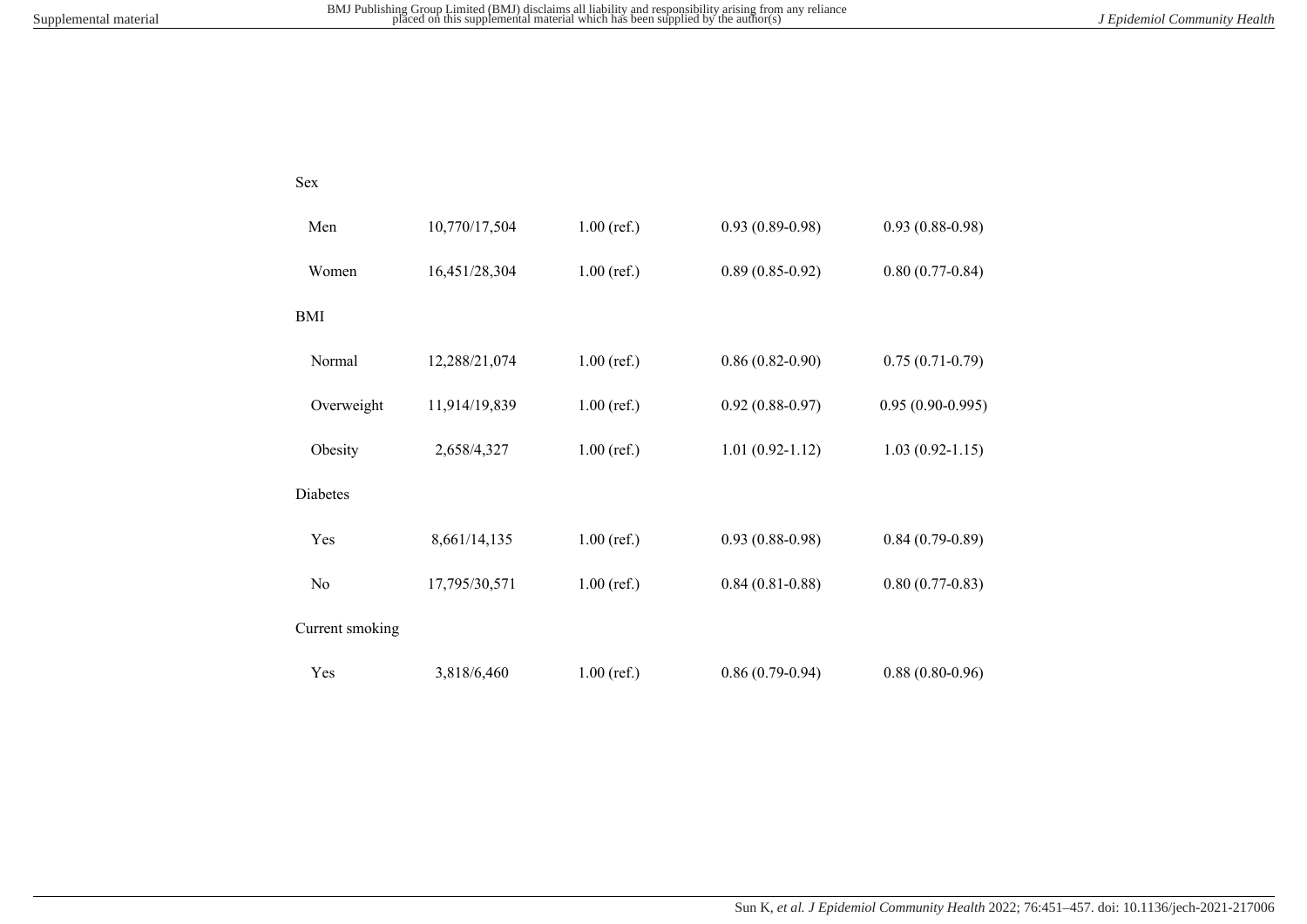|  |  |  |  |  |
|---|---|---|---|---|
| Sex |  |  |  |  |
| Men | 10,770/17,504 | 1.00 (ref.) | 0.93 (0.89-0.98) | 0.93 (0.88-0.98) |
| Women | 16,451/28,304 | 1.00 (ref.) | 0.89 (0.85-0.92) | 0.80 (0.77-0.84) |
| BMI |  |  |  |  |
| Normal | 12,288/21,074 | 1.00 (ref.) | 0.86 (0.82-0.90) | 0.75 (0.71-0.79) |
| Overweight | 11,914/19,839 | 1.00 (ref.) | 0.92 (0.88-0.97) | 0.95 (0.90-0.995) |
| Obesity | 2,658/4,327 | 1.00 (ref.) | 1.01 (0.92-1.12) | 1.03 (0.92-1.15) |
| Diabetes |  |  |  |  |
| Yes | 8,661/14,135 | 1.00 (ref.) | 0.93 (0.88-0.98) | 0.84 (0.79-0.89) |
| No | 17,795/30,571 | 1.00 (ref.) | 0.84 (0.81-0.88) | 0.80 (0.77-0.83) |
| Current smoking |  |  |  |  |
| Yes | 3,818/6,460 | 1.00 (ref.) | 0.86 (0.79-0.94) | 0.88 (0.80-0.96) |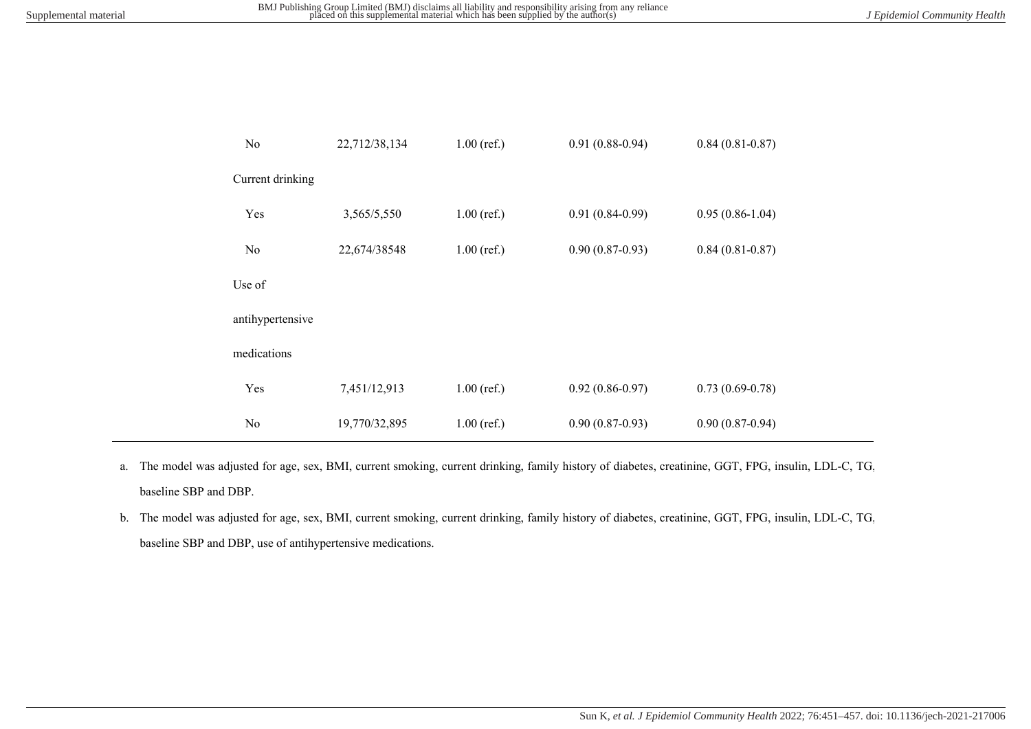| | | | | |
|---|---|---|---|---|
| No | 22,712/38,134 | 1.00 (ref.) | 0.91 (0.88-0.94) | 0.84 (0.81-0.87) |
| Current drinking | | | | |
| Yes | 3,565/5,550 | 1.00 (ref.) | 0.91 (0.84-0.99) | 0.95 (0.86-1.04) |
| No | 22,674/38548 | 1.00 (ref.) | 0.90 (0.87-0.93) | 0.84 (0.81-0.87) |
| Use of antihypertensive medications | | | | |
| Yes | 7,451/12,913 | 1.00 (ref.) | 0.92 (0.86-0.97) | 0.73 (0.69-0.78) |
| No | 19,770/32,895 | 1.00 (ref.) | 0.90 (0.87-0.93) | 0.90 (0.87-0.94) |

a. The model was adjusted for age, sex, BMI, current smoking, current drinking, family history of diabetes, creatinine, GGT, FPG, insulin, LDL-C, TG, baseline SBP and DBP.

b. The model was adjusted for age, sex, BMI, current smoking, current drinking, family history of diabetes, creatinine, GGT, FPG, insulin, LDL-C, TG, baseline SBP and DBP, use of antihypertensive medications.